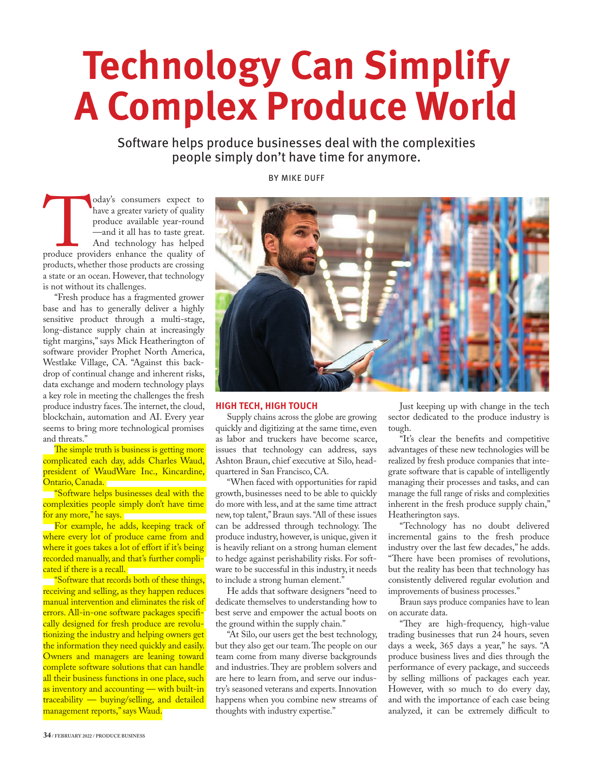# Technology Can Simplify A Complex Produce World

Software helps produce businesses deal with the complexities people simply don't have time for anymore.

BY MIKE DUFF

Today's consumers expect to have a greater variety of quality produce available year-round—and it all has to taste great. And technology has helped produce providers enhance the quality of products, whether those products are crossing a state or an ocean. However, that technology is not without its challenges.

"Fresh produce has a fragmented grower base and has to generally deliver a highly sensitive product through a multi-stage, long-distance supply chain at increasingly tight margins," says Mick Heatherington of software provider Prophet North America, Westlake Village, CA. "Against this backdrop of continual change and inherent risks, data exchange and modern technology plays a key role in meeting the challenges the fresh produce industry faces. The internet, the cloud, blockchain, automation and AI. Every year seems to bring more technological promises and threats."

The simple truth is business is getting more complicated each day, adds Charles Waud, president of WaudWare Inc., Kincardine, Ontario, Canada.

"Software helps businesses deal with the complexities people simply don't have time for any more," he says.

For example, he adds, keeping track of where every lot of produce came from and where it goes takes a lot of effort if it's being recorded manually, and that's further complicated if there is a recall.

"Software that records both of these things, receiving and selling, as they happen reduces manual intervention and eliminates the risk of errors. All-in-one software packages specifically designed for fresh produce are revolutionizing the industry and helping owners get the information they need quickly and easily. Owners and managers are leaning toward complete software solutions that can handle all their business functions in one place, such as inventory and accounting — with built-in traceability — buying/selling, and detailed management reports," says Waud.

## HIGH TECH, HIGH TOUCH

Supply chains across the globe are growing quickly and digitizing at the same time, even as labor and truckers have become scarce, issues that technology can address, says Ashton Braun, chief executive at Silo, headquartered in San Francisco, CA.

"When faced with opportunities for rapid growth, businesses need to be able to quickly do more with less, and at the same time attract new, top talent," Braun says. "All of these issues can be addressed through technology. The produce industry, however, is unique, given it is heavily reliant on a strong human element to hedge against perishability risks. For software to be successful in this industry, it needs to include a strong human element."

He adds that software designers "need to dedicate themselves to understanding how to best serve and empower the actual boots on the ground within the supply chain."

"At Silo, our users get the best technology, but they also get our team. The people on our team come from many diverse backgrounds and industries. They are problem solvers and are here to learn from, and serve our industry's seasoned veterans and experts. Innovation happens when you combine new streams of thoughts with industry expertise."

Just keeping up with change in the tech sector dedicated to the produce industry is tough.

"It's clear the benefits and competitive advantages of these new technologies will be realized by fresh produce companies that integrate software that is capable of intelligently managing their processes and tasks, and can manage the full range of risks and complexities inherent in the fresh produce supply chain," Heatherington says.

"Technology has no doubt delivered incremental gains to the fresh produce industry over the last few decades," he adds. "There have been promises of revolutions, but the reality has been that technology has consistently delivered regular evolution and improvements of business processes."

Braun says produce companies have to lean on accurate data.

"They are high-frequency, high-value trading businesses that run 24 hours, seven days a week, 365 days a year," he says. "A produce business lives and dies through the performance of every package, and succeeds by selling millions of packages each year. However, with so much to do every day, and with the importance of each case being analyzed, it can be extremely difficult to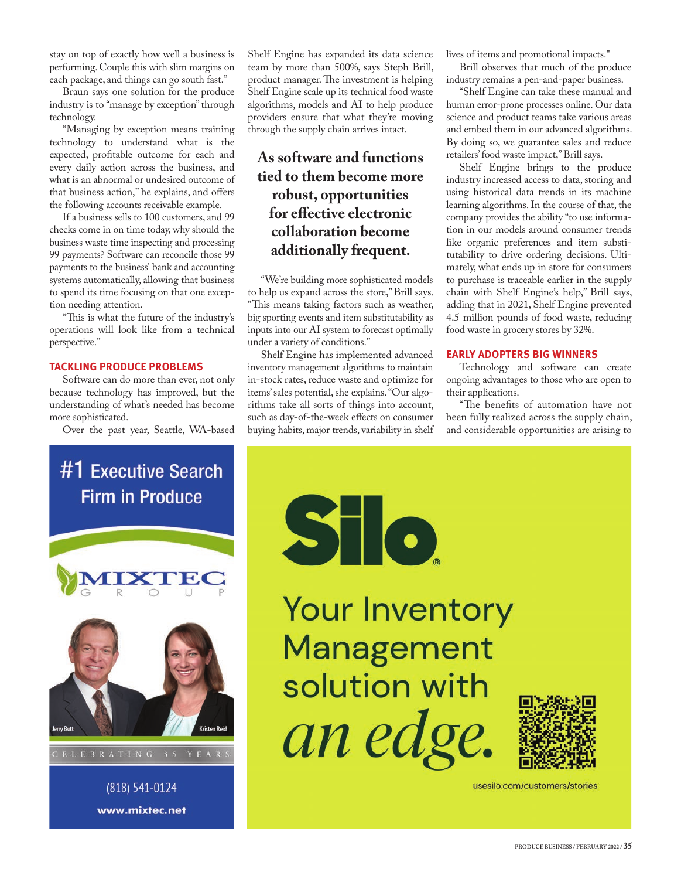stay on top of exactly how well a business is performing. Couple this with slim margins on each package, and things can go south fast."

Braun says one solution for the produce industry is to "manage by exception" through technology.

"Managing by exception means training technology to understand what is the expected, profitable outcome for each and every daily action across the business, and what is an abnormal or undesired outcome of that business action," he explains, and offers the following accounts receivable example.

If a business sells to 100 customers, and 99 checks come in on time today, why should the business waste time inspecting and processing 99 payments? Software can reconcile those 99 payments to the business' bank and accounting systems automatically, allowing that business to spend its time focusing on that one exception needing attention.

"This is what the future of the industry's operations will look like from a technical perspective."

## TACKLING PRODUCE PROBLEMS

Software can do more than ever, not only because technology has improved, but the understanding of what's needed has become more sophisticated.

Over the past year, Seattle, WA-based Shelf Engine has expanded its data science team by more than 500%, says Steph Brill, product manager. The investment is helping Shelf Engine scale up its technical food waste algorithms, models and AI to help produce providers ensure that what they're moving through the supply chain arrives intact.

**As software and functions tied to them become more robust, opportunities for effective electronic collaboration become additionally frequent.**

"We're building more sophisticated models to help us expand across the store," Brill says. "This means taking factors such as weather, big sporting events and item substitutability as inputs into our AI system to forecast optimally under a variety of conditions."

Shelf Engine has implemented advanced inventory management algorithms to maintain in-stock rates, reduce waste and optimize for items' sales potential, she explains. "Our algorithms take all sorts of things into account, such as day-of-the-week effects on consumer buying habits, major trends, variability in shelf lives of items and promotional impacts."

Brill observes that much of the produce industry remains a pen-and-paper business.

"Shelf Engine can take these manual and human error-prone processes online. Our data science and product teams take various areas and embed them in our advanced algorithms. By doing so, we guarantee sales and reduce retailers' food waste impact," Brill says.

Shelf Engine brings to the produce industry increased access to data, storing and using historical data trends in its machine learning algorithms. In the course of that, the company provides the ability "to use information in our models around consumer trends like organic preferences and item substitutability to drive ordering decisions. Ultimately, what ends up in store for consumers to purchase is traceable earlier in the supply chain with Shelf Engine's help," Brill says, adding that in 2021, Shelf Engine prevented 4.5 million pounds of food waste, reducing food waste in grocery stores by 32%.

## EARLY ADOPTERS BIG WINNERS

Technology and software can create ongoing advantages to those who are open to their applications.

"The benefits of automation have not been fully realized across the supply chain, and considerable opportunities are arising to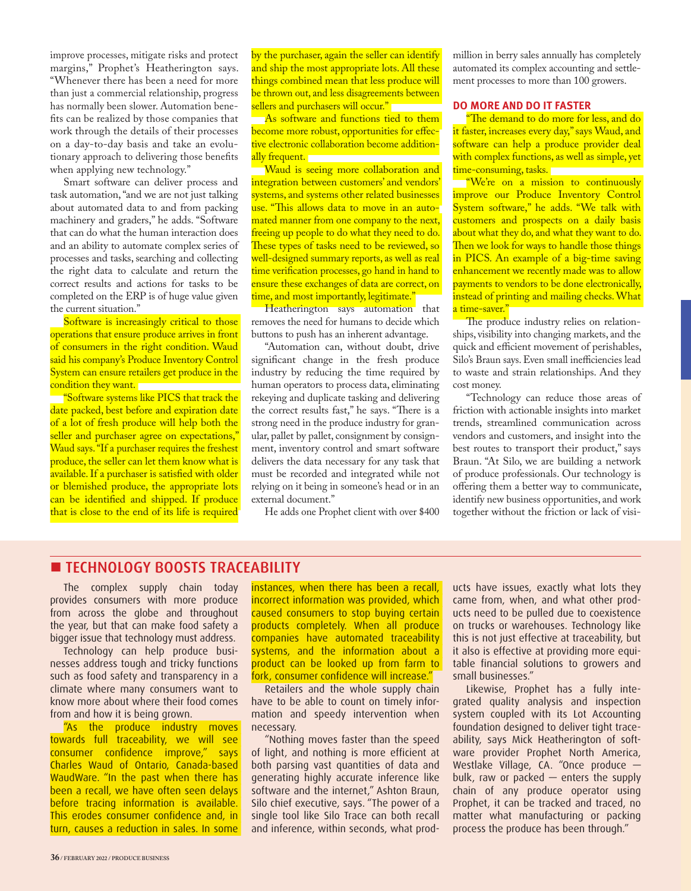improve processes, mitigate risks and protect margins," Prophet's Heatherington says. "Whenever there has been a need for more than just a commercial relationship, progress has normally been slower. Automation benefits can be realized by those companies that work through the details of their processes on a day-to-day basis and take an evolutionary approach to delivering those benefits when applying new technology."

Smart software can deliver process and task automation, "and we are not just talking about automated data to and from packing machinery and graders," he adds. "Software that can do what the human interaction does and an ability to automate complex series of processes and tasks, searching and collecting the right data to calculate and return the correct results and actions for tasks to be completed on the ERP is of huge value given the current situation."

Software is increasingly critical to those operations that ensure produce arrives in front of consumers in the right condition. Waud said his company's Produce Inventory Control System can ensure retailers get produce in the condition they want.

"Software systems like PICS that track the date packed, best before and expiration date of a lot of fresh produce will help both the seller and purchaser agree on expectations," Waud says. "If a purchaser requires the freshest produce, the seller can let them know what is available. If a purchaser is satisfied with older or blemished produce, the appropriate lots can be identified and shipped. If produce that is close to the end of its life is required by the purchaser, again the seller can identify and ship the most appropriate lots. All these things combined mean that less produce will be thrown out, and less disagreements between sellers and purchasers will occur."

As software and functions tied to them become more robust, opportunities for effective electronic collaboration become additionally frequent.

Waud is seeing more collaboration and integration between customers' and vendors' systems, and systems other related businesses use. "This allows data to move in an automated manner from one company to the next, freeing up people to do what they need to do. These types of tasks need to be reviewed, so well-designed summary reports, as well as real time verification processes, go hand in hand to ensure these exchanges of data are correct, on time, and most importantly, legitimate."

Heatherington says automation that removes the need for humans to decide which buttons to push has an inherent advantage.

"Automation can, without doubt, drive significant change in the fresh produce industry by reducing the time required by human operators to process data, eliminating rekeying and duplicate tasking and delivering the correct results fast," he says. "There is a strong need in the produce industry for granular, pallet by pallet, consignment by consignment, inventory control and smart software delivers the data necessary for any task that must be recorded and integrated while not relying on it being in someone's head or in an external document."

He adds one Prophet client with over $400 million in berry sales annually has completely automated its complex accounting and settlement processes to more than 100 growers.

### DO MORE AND DO IT FASTER

"The demand to do more for less, and do it faster, increases every day," says Waud, and software can help a produce provider deal with complex functions, as well as simple, yet time-consuming, tasks.

"We're on a mission to continuously improve our Produce Inventory Control System software," he adds. "We talk with customers and prospects on a daily basis about what they do, and what they want to do. Then we look for ways to handle those things in PICS. An example of a big-time saving enhancement we recently made was to allow payments to vendors to be done electronically, instead of printing and mailing checks. What a time-saver."

The produce industry relies on relationships, visibility into changing markets, and the quick and efficient movement of perishables, Silo's Braun says. Even small inefficiencies lead to waste and strain relationships. And they cost money.

"Technology can reduce those areas of friction with actionable insights into market trends, streamlined communication across vendors and customers, and insight into the best routes to transport their product," says Braun. "At Silo, we are building a network of produce professionals. Our technology is offering them a better way to communicate, identify new business opportunities, and work together without the friction or lack of visi-

## TECHNOLOGY BOOSTS TRACEABILITY

The complex supply chain today provides consumers with more produce from across the globe and throughout the year, but that can make food safety a bigger issue that technology must address.

Technology can help produce businesses address tough and tricky functions such as food safety and transparency in a climate where many consumers want to know more about where their food comes from and how it is being grown.

"As the produce industry moves towards full traceability, we will see consumer confidence improve," says Charles Waud of Ontario, Canada-based WaudWare. "In the past when there has been a recall, we have often seen delays before tracing information is available. This erodes consumer confidence and, in turn, causes a reduction in sales. In some instances, when there has been a recall, incorrect information was provided, which caused consumers to stop buying certain products completely. When all produce companies have automated traceability systems, and the information about a product can be looked up from farm to fork, consumer confidence will increase."

Retailers and the whole supply chain have to be able to count on timely information and speedy intervention when necessary.

"Nothing moves faster than the speed of light, and nothing is more efficient at both parsing vast quantities of data and generating highly accurate inference like software and the internet," Ashton Braun, Silo chief executive, says. "The power of a single tool like Silo Trace can both recall and inference, within seconds, what products have issues, exactly what lots they came from, when, and what other products need to be pulled due to coexistence on trucks or warehouses. Technology like this is not just effective at traceability, but it also is effective at providing more equitable financial solutions to growers and small businesses."

Likewise, Prophet has a fully integrated quality analysis and inspection system coupled with its Lot Accounting foundation designed to deliver tight traceability, says Mick Heatherington of software provider Prophet North America, Westlake Village, CA. "Once produce — bulk, raw or packed — enters the supply chain of any produce operator using Prophet, it can be tracked and traced, no matter what manufacturing or packing process the produce has been through."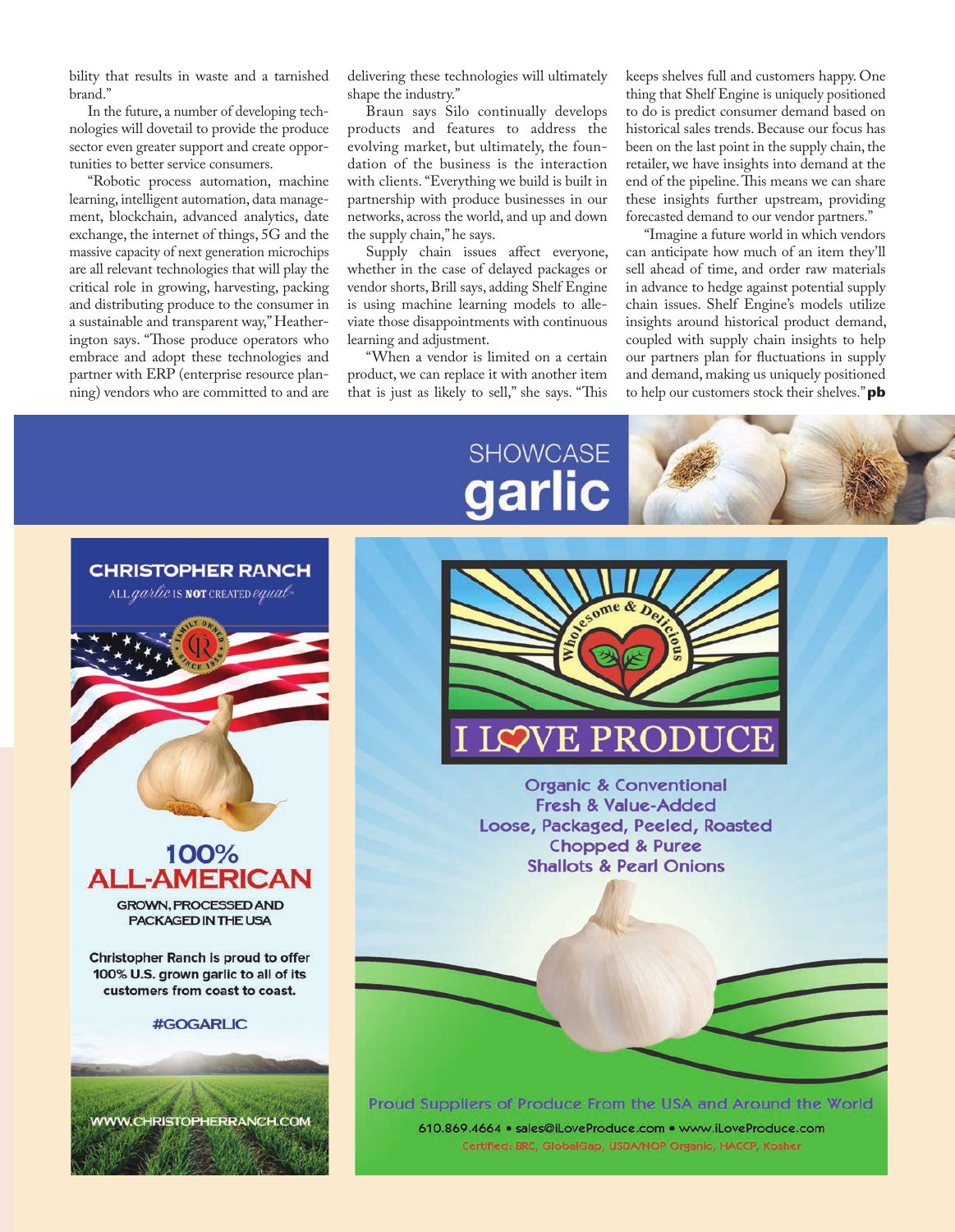bility that results in waste and a tarnished brand."

In the future, a number of developing technologies will dovetail to provide the produce sector even greater support and create opportunities to better service consumers.

"Robotic process automation, machine learning, intelligent automation, data management, blockchain, advanced analytics, date exchange, the internet of things, 5G and the massive capacity of next generation microchips are all relevant technologies that will play the critical role in growing, harvesting, packing and distributing produce to the consumer in a sustainable and transparent way," Heatherington says. "Those produce operators who embrace and adopt these technologies and partner with ERP (enterprise resource planning) vendors who are committed to and are delivering these technologies will ultimately shape the industry."

Braun says Silo continually develops products and features to address the evolving market, but ultimately, the foundation of the business is the interaction with clients. "Everything we build is built in partnership with produce businesses in our networks, across the world, and up and down the supply chain," he says.

Supply chain issues affect everyone, whether in the case of delayed packages or vendor shorts, Brill says, adding Shelf Engine is using machine learning models to alleviate those disappointments with continuous learning and adjustment.

"When a vendor is limited on a certain product, we can replace it with another item that is just as likely to sell," she says. "This keeps shelves full and customers happy. One thing that Shelf Engine is uniquely positioned to do is predict consumer demand based on historical sales trends. Because our focus has been on the last point in the supply chain, the retailer, we have insights into demand at the end of the pipeline. This means we can share these insights further upstream, providing forecasted demand to our vendor partners."

"Imagine a future world in which vendors can anticipate how much of an item they'll sell ahead of time, and order raw materials in advance to hedge against potential supply chain issues. Shelf Engine's models utilize insights around historical product demand, coupled with supply chain insights to help our partners plan for fluctuations in supply and demand, making us uniquely positioned to help our customers stock their shelves." **pb**

## SHOWCASE garlic

**CHRISTOPHER RANCH**

ALL *garlic* IS **NOT** CREATED *equal*™

**100% ALL-AMERICAN**

GROWN, PROCESSED AND PACKAGED IN THE USA

Christopher Ranch is proud to offer 100% U.S. grown garlic to all of its customers from coast to coast.

#GOGARLIC

WWW.CHRISTOPHERRANCH.COM

Wholesome & Delicious

**I LOVE PRODUCE**

Organic & Conventional
Fresh & Value-Added
Loose, Packaged, Peeled, Roasted
Chopped & Puree
Shallots & Pearl Onions

Proud Suppliers of Produce From the USA and Around the World

610.869.4664 • sales@iLoveProduce.com • www.iLoveProduce.com

Certified: BRC, GlobalGap, USDA/NOP Organic, HACCP, Kosher